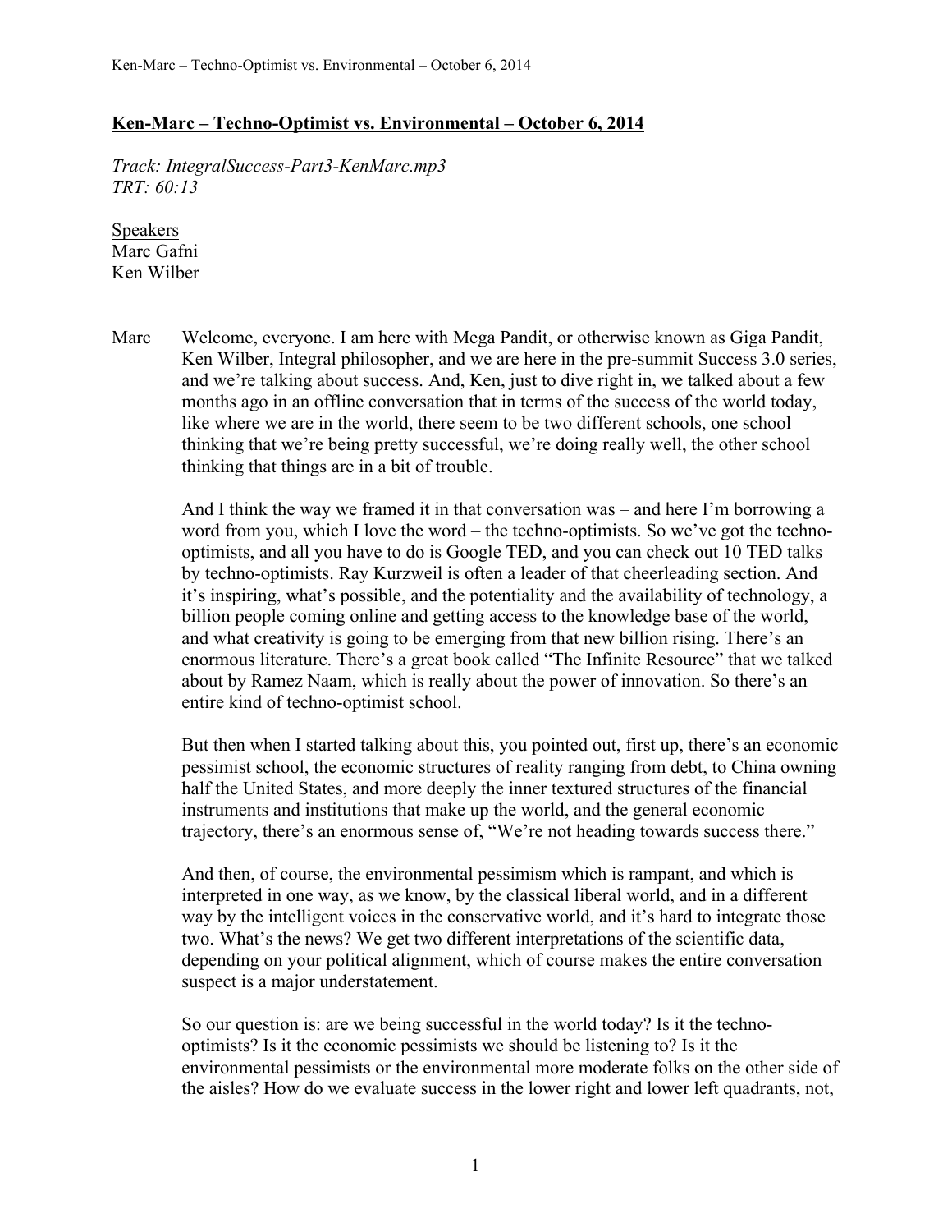## **Ken-Marc – Techno-Optimist vs. Environmental – October 6, 2014**

*Track: IntegralSuccess-Part3-KenMarc.mp3*
*TRT: 60:13*

Speakers
Marc Gafni
Ken Wilber

Marc Welcome, everyone. I am here with Mega Pandit, or otherwise known as Giga Pandit, Ken Wilber, Integral philosopher, and we are here in the pre-summit Success 3.0 series, and we're talking about success. And, Ken, just to dive right in, we talked about a few months ago in an offline conversation that in terms of the success of the world today, like where we are in the world, there seem to be two different schools, one school thinking that we're being pretty successful, we're doing really well, the other school thinking that things are in a bit of trouble.

And I think the way we framed it in that conversation was – and here I'm borrowing a word from you, which I love the word – the techno-optimists. So we've got the techno-optimists, and all you have to do is Google TED, and you can check out 10 TED talks by techno-optimists. Ray Kurzweil is often a leader of that cheerleading section. And it's inspiring, what's possible, and the potentiality and the availability of technology, a billion people coming online and getting access to the knowledge base of the world, and what creativity is going to be emerging from that new billion rising. There's an enormous literature. There's a great book called "The Infinite Resource" that we talked about by Ramez Naam, which is really about the power of innovation. So there's an entire kind of techno-optimist school.

But then when I started talking about this, you pointed out, first up, there's an economic pessimist school, the economic structures of reality ranging from debt, to China owning half the United States, and more deeply the inner textured structures of the financial instruments and institutions that make up the world, and the general economic trajectory, there's an enormous sense of, "We're not heading towards success there."

And then, of course, the environmental pessimism which is rampant, and which is interpreted in one way, as we know, by the classical liberal world, and in a different way by the intelligent voices in the conservative world, and it's hard to integrate those two. What's the news? We get two different interpretations of the scientific data, depending on your political alignment, which of course makes the entire conversation suspect is a major understatement.

So our question is: are we being successful in the world today? Is it the techno-optimists? Is it the economic pessimists we should be listening to? Is it the environmental pessimists or the environmental more moderate folks on the other side of the aisles? How do we evaluate success in the lower right and lower left quadrants, not,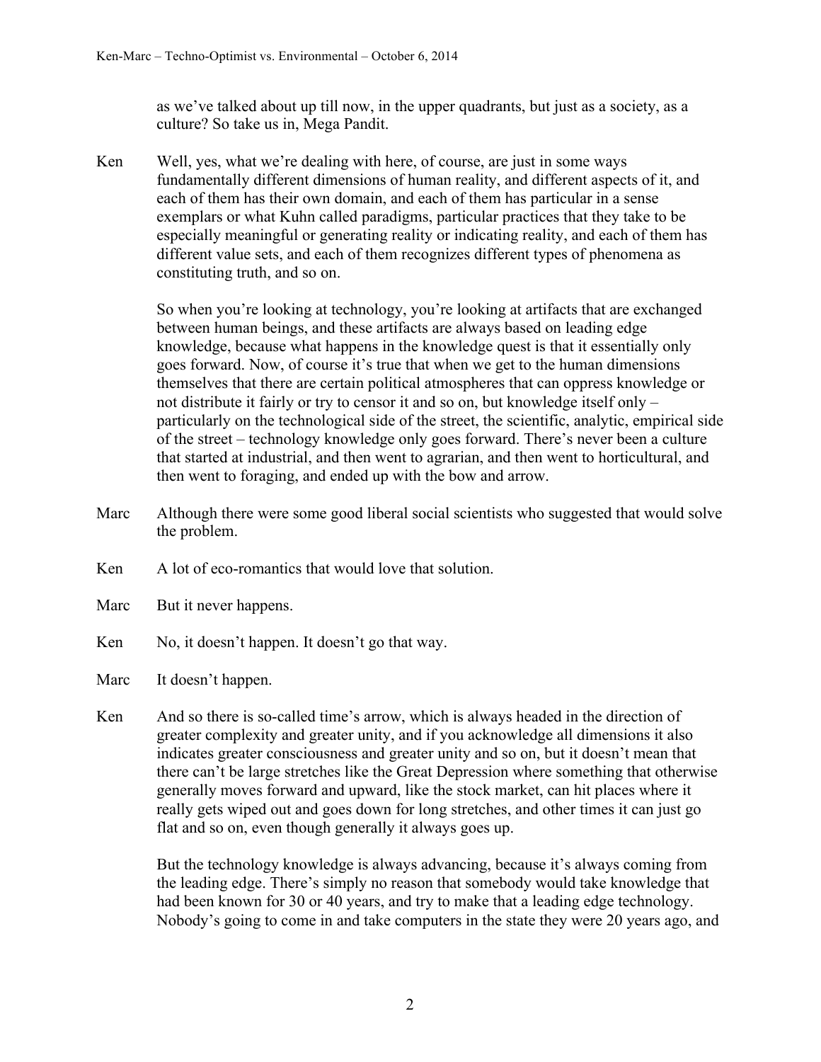as we've talked about up till now, in the upper quadrants, but just as a society, as a culture? So take us in, Mega Pandit.

**Ken** Well, yes, what we're dealing with here, of course, are just in some ways fundamentally different dimensions of human reality, and different aspects of it, and each of them has their own domain, and each of them has particular in a sense exemplars or what Kuhn called paradigms, particular practices that they take to be especially meaningful or generating reality or indicating reality, and each of them has different value sets, and each of them recognizes different types of phenomena as constituting truth, and so on.

So when you're looking at technology, you're looking at artifacts that are exchanged between human beings, and these artifacts are always based on leading edge knowledge, because what happens in the knowledge quest is that it essentially only goes forward. Now, of course it's true that when we get to the human dimensions themselves that there are certain political atmospheres that can oppress knowledge or not distribute it fairly or try to censor it and so on, but knowledge itself only – particularly on the technological side of the street, the scientific, analytic, empirical side of the street – technology knowledge only goes forward. There's never been a culture that started at industrial, and then went to agrarian, and then went to horticultural, and then went to foraging, and ended up with the bow and arrow.

**Marc** Although there were some good liberal social scientists who suggested that would solve the problem.

**Ken** A lot of eco-romantics that would love that solution.

**Marc** But it never happens.

**Ken** No, it doesn't happen. It doesn't go that way.

**Marc** It doesn't happen.

**Ken** And so there is so-called time's arrow, which is always headed in the direction of greater complexity and greater unity, and if you acknowledge all dimensions it also indicates greater consciousness and greater unity and so on, but it doesn't mean that there can't be large stretches like the Great Depression where something that otherwise generally moves forward and upward, like the stock market, can hit places where it really gets wiped out and goes down for long stretches, and other times it can just go flat and so on, even though generally it always goes up.

But the technology knowledge is always advancing, because it's always coming from the leading edge. There's simply no reason that somebody would take knowledge that had been known for 30 or 40 years, and try to make that a leading edge technology. Nobody's going to come in and take computers in the state they were 20 years ago, and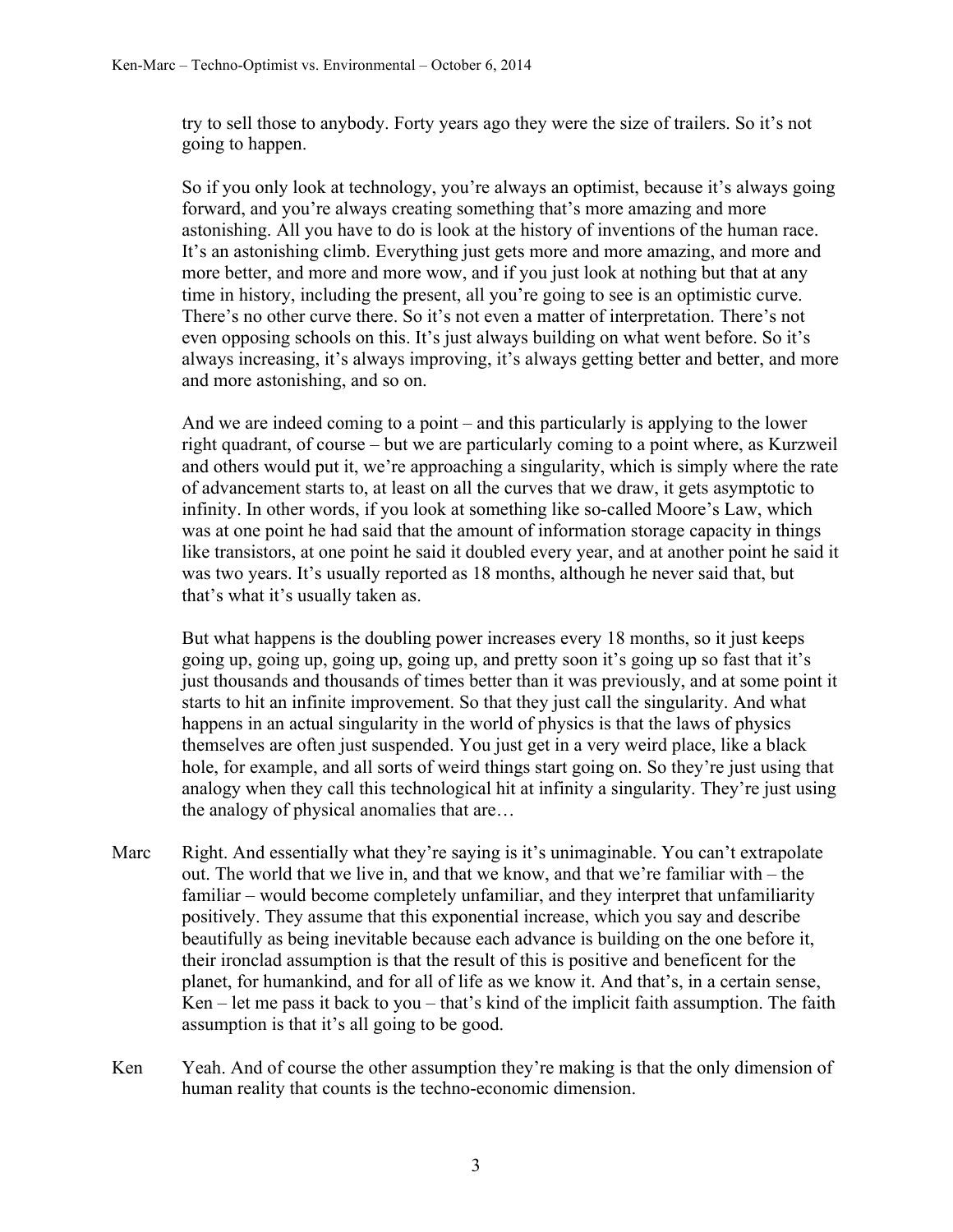try to sell those to anybody. Forty years ago they were the size of trailers. So it's not going to happen.

So if you only look at technology, you're always an optimist, because it's always going forward, and you're always creating something that's more amazing and more astonishing. All you have to do is look at the history of inventions of the human race. It's an astonishing climb. Everything just gets more and more amazing, and more and more better, and more and more wow, and if you just look at nothing but that at any time in history, including the present, all you're going to see is an optimistic curve. There's no other curve there. So it's not even a matter of interpretation. There's not even opposing schools on this. It's just always building on what went before. So it's always increasing, it's always improving, it's always getting better and better, and more and more astonishing, and so on.

And we are indeed coming to a point – and this particularly is applying to the lower right quadrant, of course – but we are particularly coming to a point where, as Kurzweil and others would put it, we're approaching a singularity, which is simply where the rate of advancement starts to, at least on all the curves that we draw, it gets asymptotic to infinity. In other words, if you look at something like so-called Moore's Law, which was at one point he had said that the amount of information storage capacity in things like transistors, at one point he said it doubled every year, and at another point he said it was two years. It's usually reported as 18 months, although he never said that, but that's what it's usually taken as.

But what happens is the doubling power increases every 18 months, so it just keeps going up, going up, going up, going up, and pretty soon it's going up so fast that it's just thousands and thousands of times better than it was previously, and at some point it starts to hit an infinite improvement. So that they just call the singularity. And what happens in an actual singularity in the world of physics is that the laws of physics themselves are often just suspended. You just get in a very weird place, like a black hole, for example, and all sorts of weird things start going on. So they're just using that analogy when they call this technological hit at infinity a singularity. They're just using the analogy of physical anomalies that are…

**Marc** Right. And essentially what they're saying is it's unimaginable. You can't extrapolate out. The world that we live in, and that we know, and that we're familiar with – the familiar – would become completely unfamiliar, and they interpret that unfamiliarity positively. They assume that this exponential increase, which you say and describe beautifully as being inevitable because each advance is building on the one before it, their ironclad assumption is that the result of this is positive and beneficent for the planet, for humankind, and for all of life as we know it. And that's, in a certain sense, Ken – let me pass it back to you – that's kind of the implicit faith assumption. The faith assumption is that it's all going to be good.

**Ken** Yeah. And of course the other assumption they're making is that the only dimension of human reality that counts is the techno-economic dimension.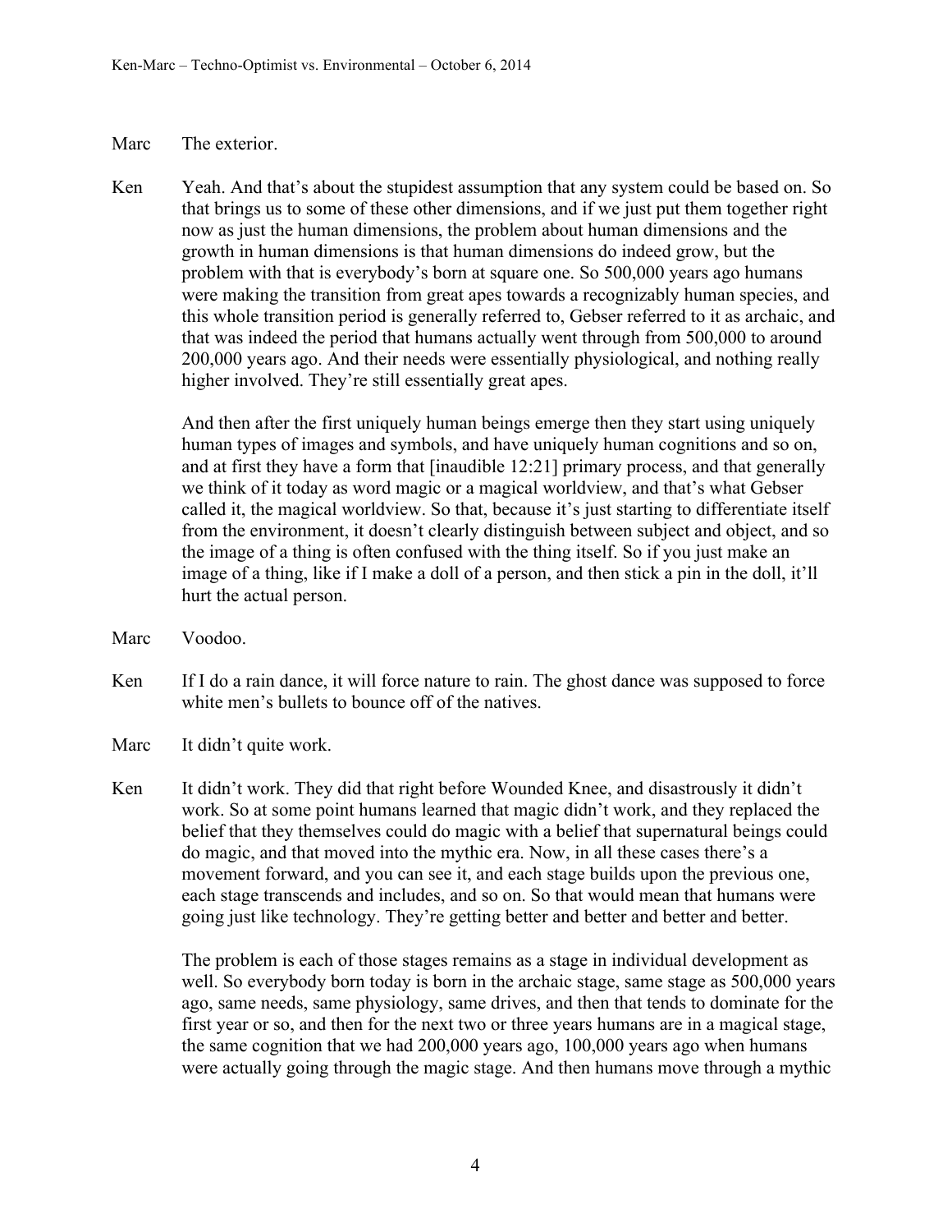**Marc** The exterior.

**Ken** Yeah. And that's about the stupidest assumption that any system could be based on. So that brings us to some of these other dimensions, and if we just put them together right now as just the human dimensions, the problem about human dimensions and the growth in human dimensions is that human dimensions do indeed grow, but the problem with that is everybody's born at square one. So 500,000 years ago humans were making the transition from great apes towards a recognizably human species, and this whole transition period is generally referred to, Gebser referred to it as archaic, and that was indeed the period that humans actually went through from 500,000 to around 200,000 years ago. And their needs were essentially physiological, and nothing really higher involved. They're still essentially great apes.

And then after the first uniquely human beings emerge then they start using uniquely human types of images and symbols, and have uniquely human cognitions and so on, and at first they have a form that [inaudible 12:21] primary process, and that generally we think of it today as word magic or a magical worldview, and that's what Gebser called it, the magical worldview. So that, because it's just starting to differentiate itself from the environment, it doesn't clearly distinguish between subject and object, and so the image of a thing is often confused with the thing itself. So if you just make an image of a thing, like if I make a doll of a person, and then stick a pin in the doll, it'll hurt the actual person.

**Marc** Voodoo.

**Ken** If I do a rain dance, it will force nature to rain. The ghost dance was supposed to force white men's bullets to bounce off of the natives.

**Marc** It didn't quite work.

**Ken** It didn't work. They did that right before Wounded Knee, and disastrously it didn't work. So at some point humans learned that magic didn't work, and they replaced the belief that they themselves could do magic with a belief that supernatural beings could do magic, and that moved into the mythic era. Now, in all these cases there's a movement forward, and you can see it, and each stage builds upon the previous one, each stage transcends and includes, and so on. So that would mean that humans were going just like technology. They're getting better and better and better and better.

The problem is each of those stages remains as a stage in individual development as well. So everybody born today is born in the archaic stage, same stage as 500,000 years ago, same needs, same physiology, same drives, and then that tends to dominate for the first year or so, and then for the next two or three years humans are in a magical stage, the same cognition that we had 200,000 years ago, 100,000 years ago when humans were actually going through the magic stage. And then humans move through a mythic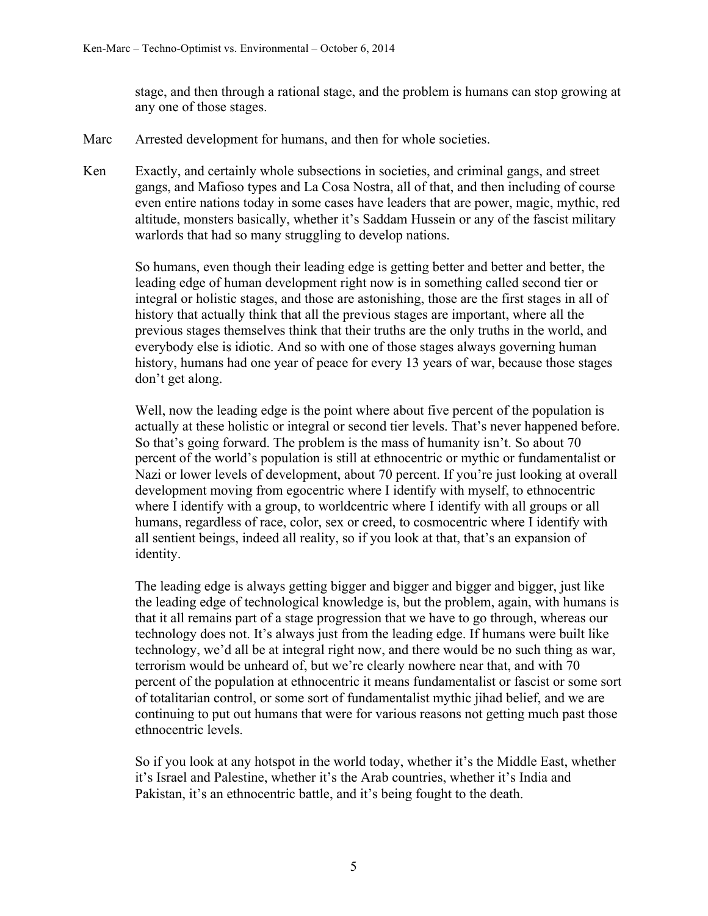stage, and then through a rational stage, and the problem is humans can stop growing at any one of those stages.

**Marc** Arrested development for humans, and then for whole societies.

**Ken** Exactly, and certainly whole subsections in societies, and criminal gangs, and street gangs, and Mafioso types and La Cosa Nostra, all of that, and then including of course even entire nations today in some cases have leaders that are power, magic, mythic, red altitude, monsters basically, whether it's Saddam Hussein or any of the fascist military warlords that had so many struggling to develop nations.

So humans, even though their leading edge is getting better and better and better, the leading edge of human development right now is in something called second tier or integral or holistic stages, and those are astonishing, those are the first stages in all of history that actually think that all the previous stages are important, where all the previous stages themselves think that their truths are the only truths in the world, and everybody else is idiotic. And so with one of those stages always governing human history, humans had one year of peace for every 13 years of war, because those stages don't get along.

Well, now the leading edge is the point where about five percent of the population is actually at these holistic or integral or second tier levels. That's never happened before. So that's going forward. The problem is the mass of humanity isn't. So about 70 percent of the world's population is still at ethnocentric or mythic or fundamentalist or Nazi or lower levels of development, about 70 percent. If you're just looking at overall development moving from egocentric where I identify with myself, to ethnocentric where I identify with a group, to worldcentric where I identify with all groups or all humans, regardless of race, color, sex or creed, to cosmocentric where I identify with all sentient beings, indeed all reality, so if you look at that, that's an expansion of identity.

The leading edge is always getting bigger and bigger and bigger and bigger, just like the leading edge of technological knowledge is, but the problem, again, with humans is that it all remains part of a stage progression that we have to go through, whereas our technology does not. It's always just from the leading edge. If humans were built like technology, we'd all be at integral right now, and there would be no such thing as war, terrorism would be unheard of, but we're clearly nowhere near that, and with 70 percent of the population at ethnocentric it means fundamentalist or fascist or some sort of totalitarian control, or some sort of fundamentalist mythic jihad belief, and we are continuing to put out humans that were for various reasons not getting much past those ethnocentric levels.

So if you look at any hotspot in the world today, whether it's the Middle East, whether it's Israel and Palestine, whether it's the Arab countries, whether it's India and Pakistan, it's an ethnocentric battle, and it's being fought to the death.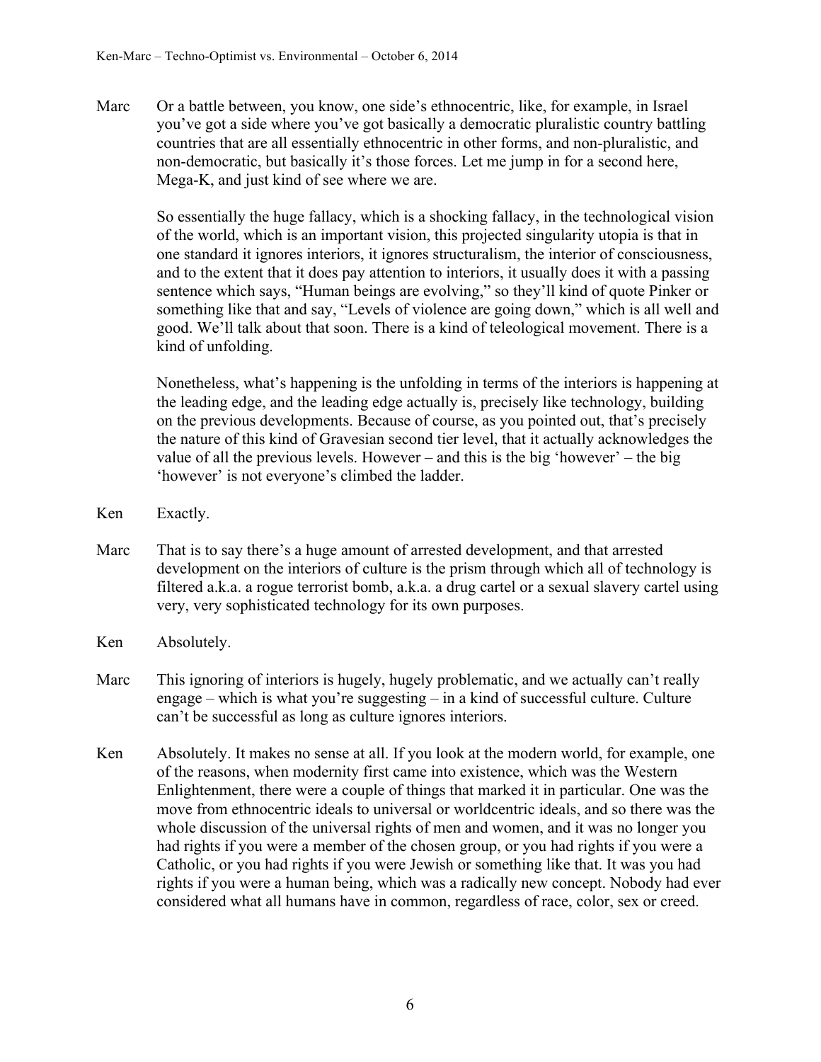Marc Or a battle between, you know, one side's ethnocentric, like, for example, in Israel you've got a side where you've got basically a democratic pluralistic country battling countries that are all essentially ethnocentric in other forms, and non-pluralistic, and non-democratic, but basically it's those forces. Let me jump in for a second here, Mega-K, and just kind of see where we are.

So essentially the huge fallacy, which is a shocking fallacy, in the technological vision of the world, which is an important vision, this projected singularity utopia is that in one standard it ignores interiors, it ignores structuralism, the interior of consciousness, and to the extent that it does pay attention to interiors, it usually does it with a passing sentence which says, "Human beings are evolving," so they'll kind of quote Pinker or something like that and say, "Levels of violence are going down," which is all well and good. We'll talk about that soon. There is a kind of teleological movement. There is a kind of unfolding.

Nonetheless, what's happening is the unfolding in terms of the interiors is happening at the leading edge, and the leading edge actually is, precisely like technology, building on the previous developments. Because of course, as you pointed out, that's precisely the nature of this kind of Gravesian second tier level, that it actually acknowledges the value of all the previous levels. However – and this is the big 'however' – the big 'however' is not everyone's climbed the ladder.

Ken Exactly.

Marc That is to say there's a huge amount of arrested development, and that arrested development on the interiors of culture is the prism through which all of technology is filtered a.k.a. a rogue terrorist bomb, a.k.a. a drug cartel or a sexual slavery cartel using very, very sophisticated technology for its own purposes.

Ken Absolutely.

Marc This ignoring of interiors is hugely, hugely problematic, and we actually can't really engage – which is what you're suggesting – in a kind of successful culture. Culture can't be successful as long as culture ignores interiors.

Ken Absolutely. It makes no sense at all. If you look at the modern world, for example, one of the reasons, when modernity first came into existence, which was the Western Enlightenment, there were a couple of things that marked it in particular. One was the move from ethnocentric ideals to universal or worldcentric ideals, and so there was the whole discussion of the universal rights of men and women, and it was no longer you had rights if you were a member of the chosen group, or you had rights if you were a Catholic, or you had rights if you were Jewish or something like that. It was you had rights if you were a human being, which was a radically new concept. Nobody had ever considered what all humans have in common, regardless of race, color, sex or creed.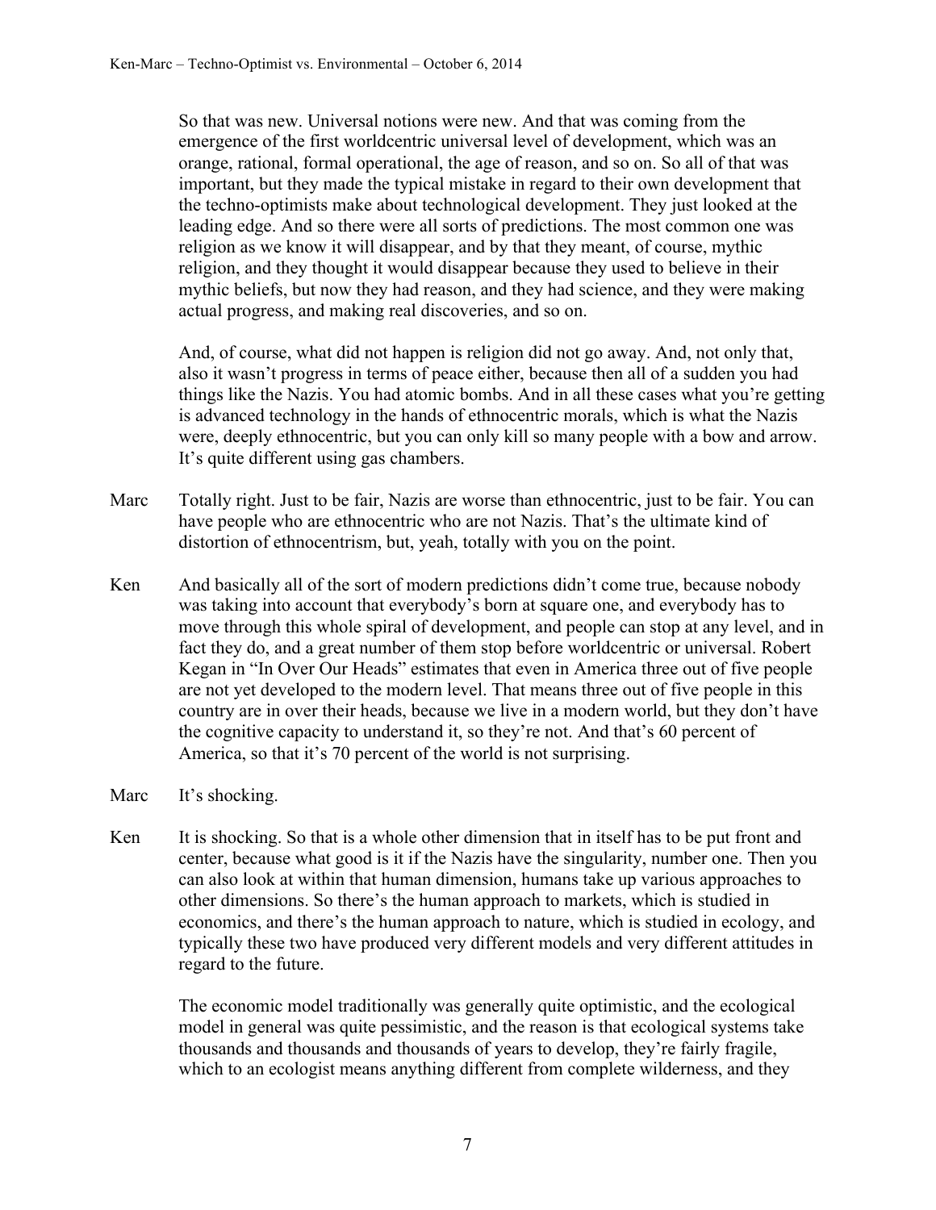So that was new. Universal notions were new. And that was coming from the emergence of the first worldcentric universal level of development, which was an orange, rational, formal operational, the age of reason, and so on. So all of that was important, but they made the typical mistake in regard to their own development that the techno-optimists make about technological development. They just looked at the leading edge. And so there were all sorts of predictions. The most common one was religion as we know it will disappear, and by that they meant, of course, mythic religion, and they thought it would disappear because they used to believe in their mythic beliefs, but now they had reason, and they had science, and they were making actual progress, and making real discoveries, and so on.

And, of course, what did not happen is religion did not go away. And, not only that, also it wasn't progress in terms of peace either, because then all of a sudden you had things like the Nazis. You had atomic bombs. And in all these cases what you're getting is advanced technology in the hands of ethnocentric morals, which is what the Nazis were, deeply ethnocentric, but you can only kill so many people with a bow and arrow. It's quite different using gas chambers.

**Marc** Totally right. Just to be fair, Nazis are worse than ethnocentric, just to be fair. You can have people who are ethnocentric who are not Nazis. That's the ultimate kind of distortion of ethnocentrism, but, yeah, totally with you on the point.

**Ken** And basically all of the sort of modern predictions didn't come true, because nobody was taking into account that everybody's born at square one, and everybody has to move through this whole spiral of development, and people can stop at any level, and in fact they do, and a great number of them stop before worldcentric or universal. Robert Kegan in "In Over Our Heads" estimates that even in America three out of five people are not yet developed to the modern level. That means three out of five people in this country are in over their heads, because we live in a modern world, but they don't have the cognitive capacity to understand it, so they're not. And that's 60 percent of America, so that it's 70 percent of the world is not surprising.

**Marc** It's shocking.

**Ken** It is shocking. So that is a whole other dimension that in itself has to be put front and center, because what good is it if the Nazis have the singularity, number one. Then you can also look at within that human dimension, humans take up various approaches to other dimensions. So there's the human approach to markets, which is studied in economics, and there's the human approach to nature, which is studied in ecology, and typically these two have produced very different models and very different attitudes in regard to the future.

The economic model traditionally was generally quite optimistic, and the ecological model in general was quite pessimistic, and the reason is that ecological systems take thousands and thousands and thousands of years to develop, they're fairly fragile, which to an ecologist means anything different from complete wilderness, and they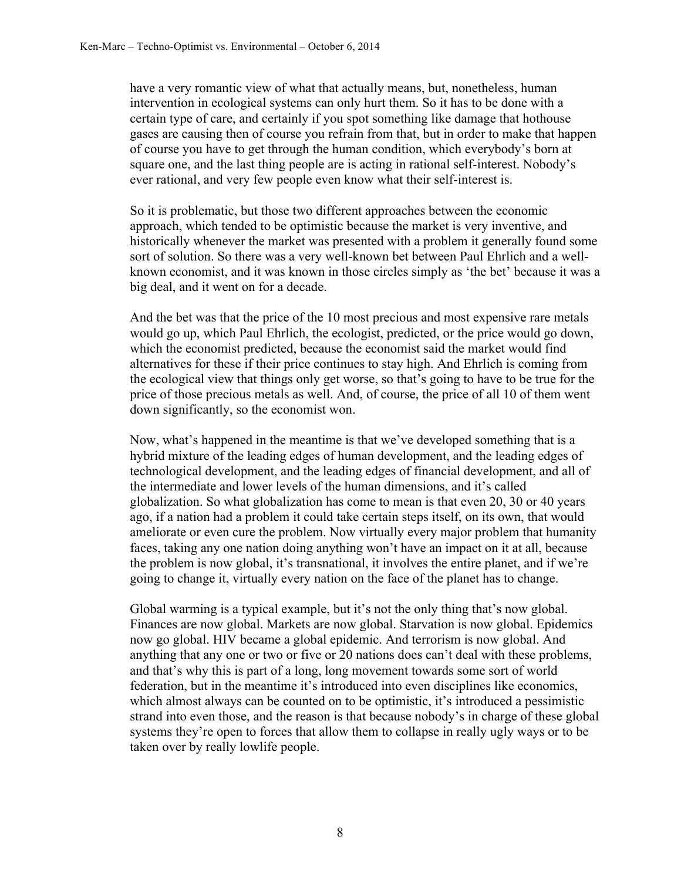have a very romantic view of what that actually means, but, nonetheless, human intervention in ecological systems can only hurt them. So it has to be done with a certain type of care, and certainly if you spot something like damage that hothouse gases are causing then of course you refrain from that, but in order to make that happen of course you have to get through the human condition, which everybody's born at square one, and the last thing people are is acting in rational self-interest. Nobody's ever rational, and very few people even know what their self-interest is.

So it is problematic, but those two different approaches between the economic approach, which tended to be optimistic because the market is very inventive, and historically whenever the market was presented with a problem it generally found some sort of solution. So there was a very well-known bet between Paul Ehrlich and a well-known economist, and it was known in those circles simply as 'the bet' because it was a big deal, and it went on for a decade.

And the bet was that the price of the 10 most precious and most expensive rare metals would go up, which Paul Ehrlich, the ecologist, predicted, or the price would go down, which the economist predicted, because the economist said the market would find alternatives for these if their price continues to stay high. And Ehrlich is coming from the ecological view that things only get worse, so that's going to have to be true for the price of those precious metals as well. And, of course, the price of all 10 of them went down significantly, so the economist won.

Now, what's happened in the meantime is that we've developed something that is a hybrid mixture of the leading edges of human development, and the leading edges of technological development, and the leading edges of financial development, and all of the intermediate and lower levels of the human dimensions, and it's called globalization. So what globalization has come to mean is that even 20, 30 or 40 years ago, if a nation had a problem it could take certain steps itself, on its own, that would ameliorate or even cure the problem. Now virtually every major problem that humanity faces, taking any one nation doing anything won't have an impact on it at all, because the problem is now global, it's transnational, it involves the entire planet, and if we're going to change it, virtually every nation on the face of the planet has to change.

Global warming is a typical example, but it's not the only thing that's now global. Finances are now global. Markets are now global. Starvation is now global. Epidemics now go global. HIV became a global epidemic. And terrorism is now global. And anything that any one or two or five or 20 nations does can't deal with these problems, and that's why this is part of a long, long movement towards some sort of world federation, but in the meantime it's introduced into even disciplines like economics, which almost always can be counted on to be optimistic, it's introduced a pessimistic strand into even those, and the reason is that because nobody's in charge of these global systems they're open to forces that allow them to collapse in really ugly ways or to be taken over by really lowlife people.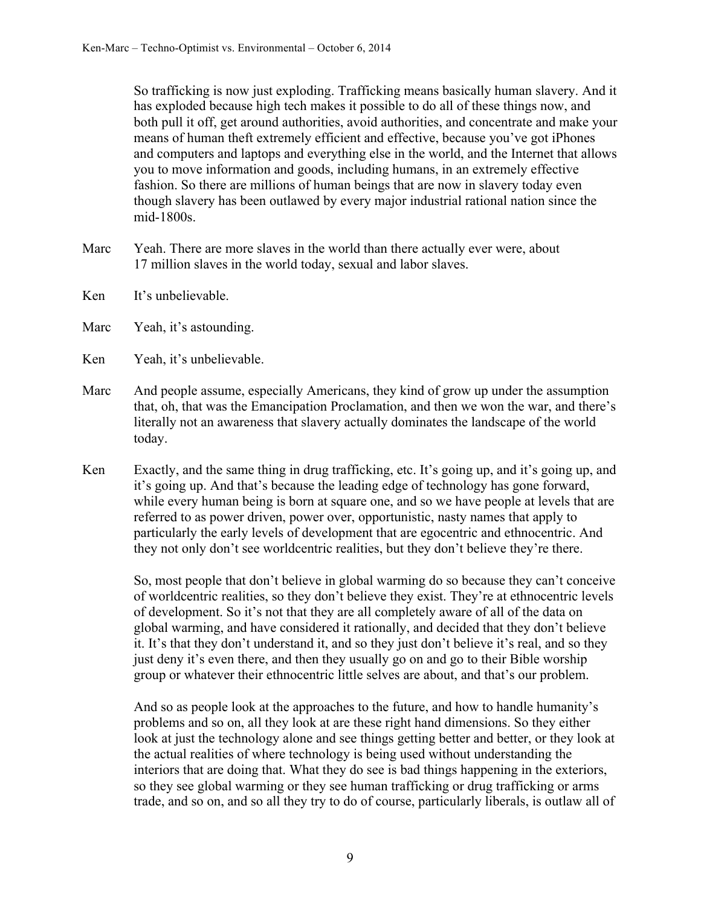So trafficking is now just exploding. Trafficking means basically human slavery. And it has exploded because high tech makes it possible to do all of these things now, and both pull it off, get around authorities, avoid authorities, and concentrate and make your means of human theft extremely efficient and effective, because you've got iPhones and computers and laptops and everything else in the world, and the Internet that allows you to move information and goods, including humans, in an extremely effective fashion. So there are millions of human beings that are now in slavery today even though slavery has been outlawed by every major industrial rational nation since the mid-1800s.

**Marc** Yeah. There are more slaves in the world than there actually ever were, about 17 million slaves in the world today, sexual and labor slaves.

**Ken** It's unbelievable.

**Marc** Yeah, it's astounding.

**Ken** Yeah, it's unbelievable.

**Marc** And people assume, especially Americans, they kind of grow up under the assumption that, oh, that was the Emancipation Proclamation, and then we won the war, and there's literally not an awareness that slavery actually dominates the landscape of the world today.

**Ken** Exactly, and the same thing in drug trafficking, etc. It's going up, and it's going up, and it's going up. And that's because the leading edge of technology has gone forward, while every human being is born at square one, and so we have people at levels that are referred to as power driven, power over, opportunistic, nasty names that apply to particularly the early levels of development that are egocentric and ethnocentric. And they not only don't see worldcentric realities, but they don't believe they're there.

So, most people that don't believe in global warming do so because they can't conceive of worldcentric realities, so they don't believe they exist. They're at ethnocentric levels of development. So it's not that they are all completely aware of all of the data on global warming, and have considered it rationally, and decided that they don't believe it. It's that they don't understand it, and so they just don't believe it's real, and so they just deny it's even there, and then they usually go on and go to their Bible worship group or whatever their ethnocentric little selves are about, and that's our problem.

And so as people look at the approaches to the future, and how to handle humanity's problems and so on, all they look at are these right hand dimensions. So they either look at just the technology alone and see things getting better and better, or they look at the actual realities of where technology is being used without understanding the interiors that are doing that. What they do see is bad things happening in the exteriors, so they see global warming or they see human trafficking or drug trafficking or arms trade, and so on, and so all they try to do of course, particularly liberals, is outlaw all of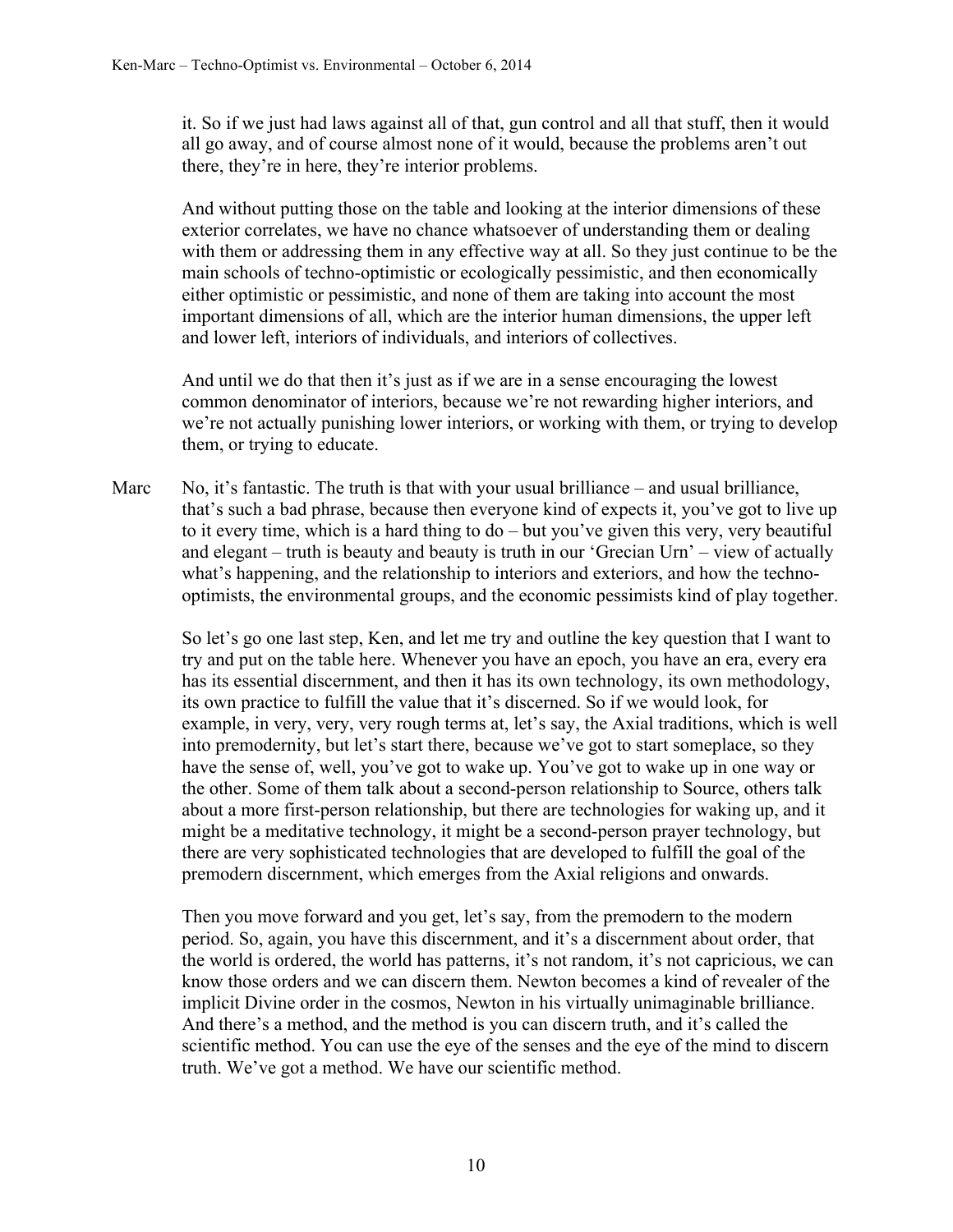it. So if we just had laws against all of that, gun control and all that stuff, then it would all go away, and of course almost none of it would, because the problems aren't out there, they're in here, they're interior problems.

And without putting those on the table and looking at the interior dimensions of these exterior correlates, we have no chance whatsoever of understanding them or dealing with them or addressing them in any effective way at all. So they just continue to be the main schools of techno-optimistic or ecologically pessimistic, and then economically either optimistic or pessimistic, and none of them are taking into account the most important dimensions of all, which are the interior human dimensions, the upper left and lower left, interiors of individuals, and interiors of collectives.

And until we do that then it's just as if we are in a sense encouraging the lowest common denominator of interiors, because we're not rewarding higher interiors, and we're not actually punishing lower interiors, or working with them, or trying to develop them, or trying to educate.

**Marc** No, it's fantastic. The truth is that with your usual brilliance – and usual brilliance, that's such a bad phrase, because then everyone kind of expects it, you've got to live up to it every time, which is a hard thing to do – but you've given this very, very beautiful and elegant – truth is beauty and beauty is truth in our 'Grecian Urn' – view of actually what's happening, and the relationship to interiors and exteriors, and how the techno-optimists, the environmental groups, and the economic pessimists kind of play together.

So let's go one last step, Ken, and let me try and outline the key question that I want to try and put on the table here. Whenever you have an epoch, you have an era, every era has its essential discernment, and then it has its own technology, its own methodology, its own practice to fulfill the value that it's discerned. So if we would look, for example, in very, very, very rough terms at, let's say, the Axial traditions, which is well into premodernity, but let's start there, because we've got to start someplace, so they have the sense of, well, you've got to wake up. You've got to wake up in one way or the other. Some of them talk about a second-person relationship to Source, others talk about a more first-person relationship, but there are technologies for waking up, and it might be a meditative technology, it might be a second-person prayer technology, but there are very sophisticated technologies that are developed to fulfill the goal of the premodern discernment, which emerges from the Axial religions and onwards.

Then you move forward and you get, let's say, from the premodern to the modern period. So, again, you have this discernment, and it's a discernment about order, that the world is ordered, the world has patterns, it's not random, it's not capricious, we can know those orders and we can discern them. Newton becomes a kind of revealer of the implicit Divine order in the cosmos, Newton in his virtually unimaginable brilliance. And there's a method, and the method is you can discern truth, and it's called the scientific method. You can use the eye of the senses and the eye of the mind to discern truth. We've got a method. We have our scientific method.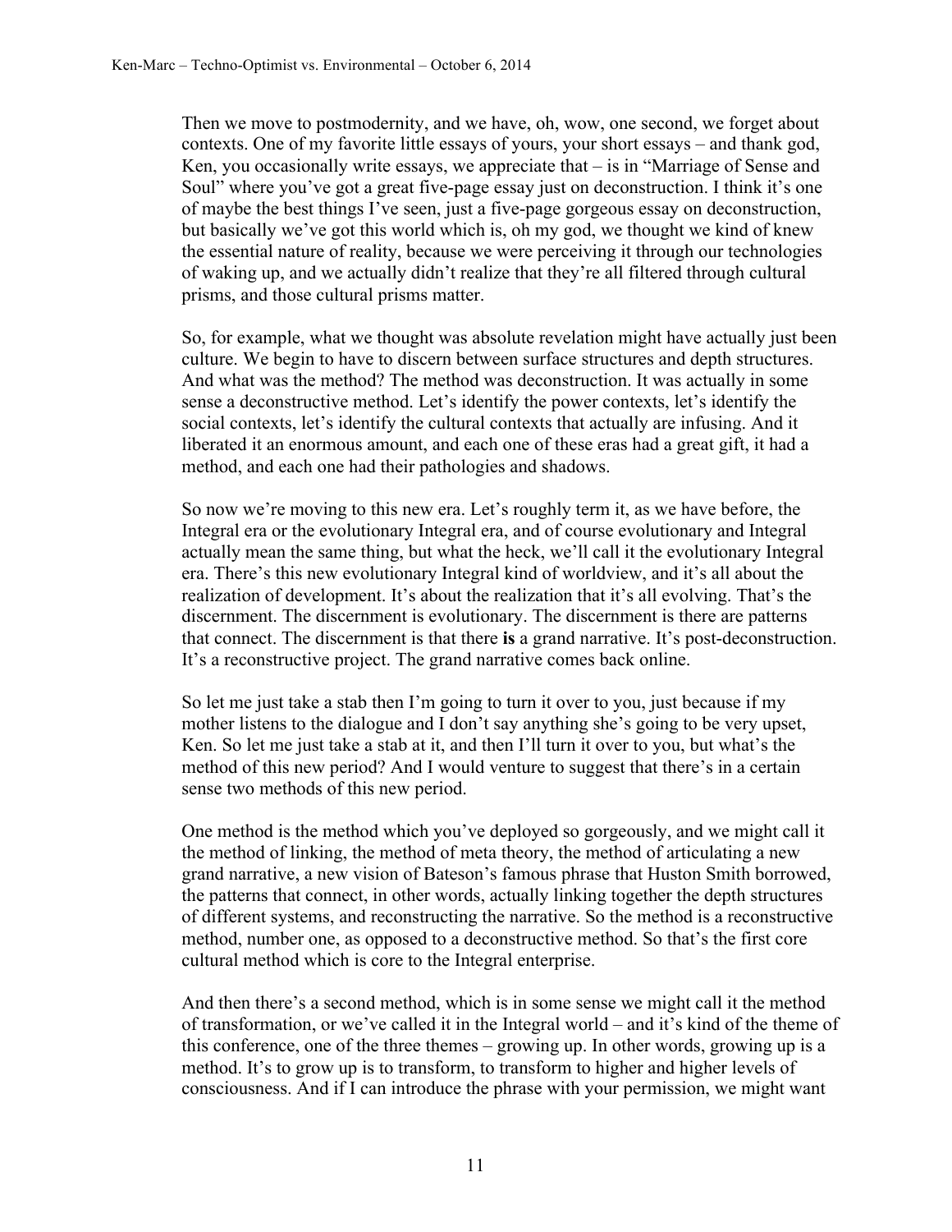Then we move to postmodernity, and we have, oh, wow, one second, we forget about contexts. One of my favorite little essays of yours, your short essays – and thank god, Ken, you occasionally write essays, we appreciate that – is in "Marriage of Sense and Soul" where you've got a great five-page essay just on deconstruction. I think it's one of maybe the best things I've seen, just a five-page gorgeous essay on deconstruction, but basically we've got this world which is, oh my god, we thought we kind of knew the essential nature of reality, because we were perceiving it through our technologies of waking up, and we actually didn't realize that they're all filtered through cultural prisms, and those cultural prisms matter.

So, for example, what we thought was absolute revelation might have actually just been culture. We begin to have to discern between surface structures and depth structures. And what was the method? The method was deconstruction. It was actually in some sense a deconstructive method. Let's identify the power contexts, let's identify the social contexts, let's identify the cultural contexts that actually are infusing. And it liberated it an enormous amount, and each one of these eras had a great gift, it had a method, and each one had their pathologies and shadows.

So now we're moving to this new era. Let's roughly term it, as we have before, the Integral era or the evolutionary Integral era, and of course evolutionary and Integral actually mean the same thing, but what the heck, we'll call it the evolutionary Integral era. There's this new evolutionary Integral kind of worldview, and it's all about the realization of development. It's about the realization that it's all evolving. That's the discernment. The discernment is evolutionary. The discernment is there are patterns that connect. The discernment is that there **is** a grand narrative. It's post-deconstruction. It's a reconstructive project. The grand narrative comes back online.

So let me just take a stab then I'm going to turn it over to you, just because if my mother listens to the dialogue and I don't say anything she's going to be very upset, Ken. So let me just take a stab at it, and then I'll turn it over to you, but what's the method of this new period? And I would venture to suggest that there's in a certain sense two methods of this new period.

One method is the method which you've deployed so gorgeously, and we might call it the method of linking, the method of meta theory, the method of articulating a new grand narrative, a new vision of Bateson's famous phrase that Huston Smith borrowed, the patterns that connect, in other words, actually linking together the depth structures of different systems, and reconstructing the narrative. So the method is a reconstructive method, number one, as opposed to a deconstructive method. So that's the first core cultural method which is core to the Integral enterprise.

And then there's a second method, which is in some sense we might call it the method of transformation, or we've called it in the Integral world – and it's kind of the theme of this conference, one of the three themes – growing up. In other words, growing up is a method. It's to grow up is to transform, to transform to higher and higher levels of consciousness. And if I can introduce the phrase with your permission, we might want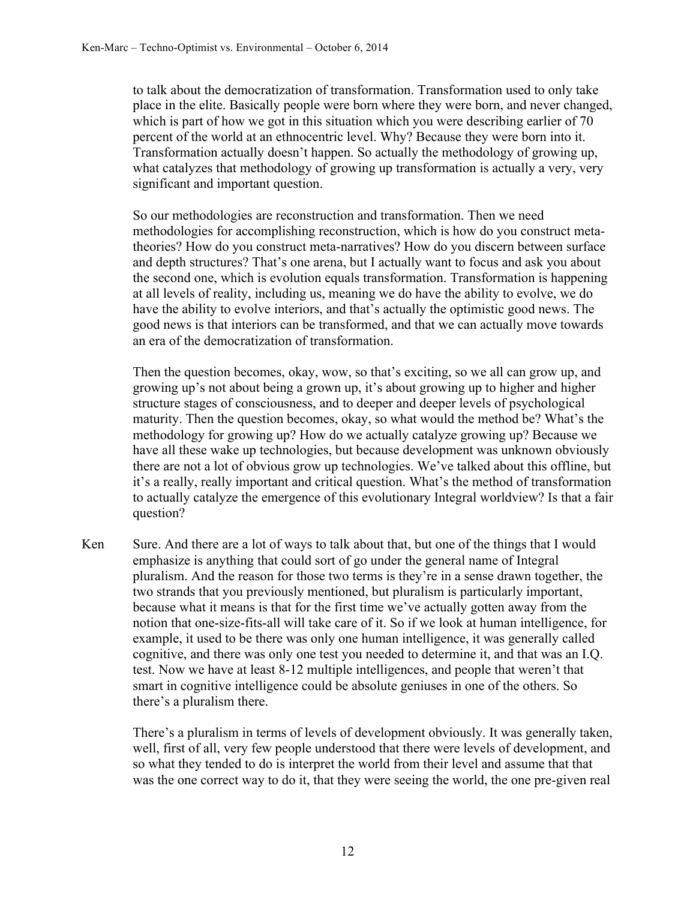to talk about the democratization of transformation. Transformation used to only take place in the elite. Basically people were born where they were born, and never changed, which is part of how we got in this situation which you were describing earlier of 70 percent of the world at an ethnocentric level. Why? Because they were born into it. Transformation actually doesn't happen. So actually the methodology of growing up, what catalyzes that methodology of growing up transformation is actually a very, very significant and important question.

So our methodologies are reconstruction and transformation. Then we need methodologies for accomplishing reconstruction, which is how do you construct meta-theories? How do you construct meta-narratives? How do you discern between surface and depth structures? That's one arena, but I actually want to focus and ask you about the second one, which is evolution equals transformation. Transformation is happening at all levels of reality, including us, meaning we do have the ability to evolve, we do have the ability to evolve interiors, and that's actually the optimistic good news. The good news is that interiors can be transformed, and that we can actually move towards an era of the democratization of transformation.

Then the question becomes, okay, wow, so that's exciting, so we all can grow up, and growing up's not about being a grown up, it's about growing up to higher and higher structure stages of consciousness, and to deeper and deeper levels of psychological maturity. Then the question becomes, okay, so what would the method be? What's the methodology for growing up? How do we actually catalyze growing up? Because we have all these wake up technologies, but because development was unknown obviously there are not a lot of obvious grow up technologies. We've talked about this offline, but it's a really, really important and critical question. What's the method of transformation to actually catalyze the emergence of this evolutionary Integral worldview? Is that a fair question?

Ken Sure. And there are a lot of ways to talk about that, but one of the things that I would emphasize is anything that could sort of go under the general name of Integral pluralism. And the reason for those two terms is they're in a sense drawn together, the two strands that you previously mentioned, but pluralism is particularly important, because what it means is that for the first time we've actually gotten away from the notion that one-size-fits-all will take care of it. So if we look at human intelligence, for example, it used to be there was only one human intelligence, it was generally called cognitive, and there was only one test you needed to determine it, and that was an I.Q. test. Now we have at least 8-12 multiple intelligences, and people that weren't that smart in cognitive intelligence could be absolute geniuses in one of the others. So there's a pluralism there.

There's a pluralism in terms of levels of development obviously. It was generally taken, well, first of all, very few people understood that there were levels of development, and so what they tended to do is interpret the world from their level and assume that that was the one correct way to do it, that they were seeing the world, the one pre-given real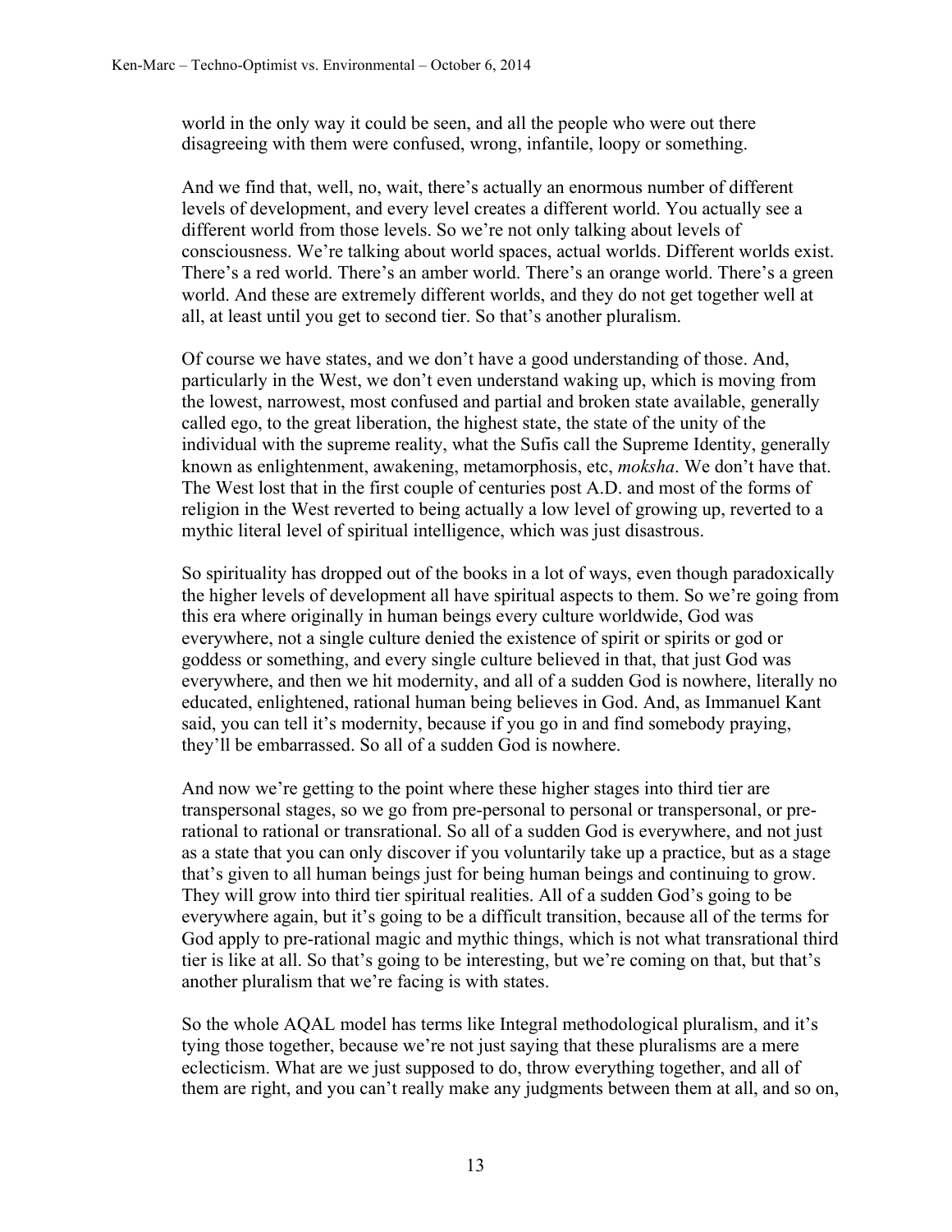world in the only way it could be seen, and all the people who were out there disagreeing with them were confused, wrong, infantile, loopy or something.

And we find that, well, no, wait, there's actually an enormous number of different levels of development, and every level creates a different world. You actually see a different world from those levels. So we're not only talking about levels of consciousness. We're talking about world spaces, actual worlds. Different worlds exist. There's a red world. There's an amber world. There's an orange world. There's a green world. And these are extremely different worlds, and they do not get together well at all, at least until you get to second tier. So that's another pluralism.

Of course we have states, and we don't have a good understanding of those. And, particularly in the West, we don't even understand waking up, which is moving from the lowest, narrowest, most confused and partial and broken state available, generally called ego, to the great liberation, the highest state, the state of the unity of the individual with the supreme reality, what the Sufis call the Supreme Identity, generally known as enlightenment, awakening, metamorphosis, etc, *moksha*. We don't have that. The West lost that in the first couple of centuries post A.D. and most of the forms of religion in the West reverted to being actually a low level of growing up, reverted to a mythic literal level of spiritual intelligence, which was just disastrous.

So spirituality has dropped out of the books in a lot of ways, even though paradoxically the higher levels of development all have spiritual aspects to them. So we're going from this era where originally in human beings every culture worldwide, God was everywhere, not a single culture denied the existence of spirit or spirits or god or goddess or something, and every single culture believed in that, that just God was everywhere, and then we hit modernity, and all of a sudden God is nowhere, literally no educated, enlightened, rational human being believes in God. And, as Immanuel Kant said, you can tell it's modernity, because if you go in and find somebody praying, they'll be embarrassed. So all of a sudden God is nowhere.

And now we're getting to the point where these higher stages into third tier are transpersonal stages, so we go from pre-personal to personal or transpersonal, or pre-rational to rational or transrational. So all of a sudden God is everywhere, and not just as a state that you can only discover if you voluntarily take up a practice, but as a stage that's given to all human beings just for being human beings and continuing to grow. They will grow into third tier spiritual realities. All of a sudden God's going to be everywhere again, but it's going to be a difficult transition, because all of the terms for God apply to pre-rational magic and mythic things, which is not what transrational third tier is like at all. So that's going to be interesting, but we're coming on that, but that's another pluralism that we're facing is with states.

So the whole AQAL model has terms like Integral methodological pluralism, and it's tying those together, because we're not just saying that these pluralisms are a mere eclecticism. What are we just supposed to do, throw everything together, and all of them are right, and you can't really make any judgments between them at all, and so on,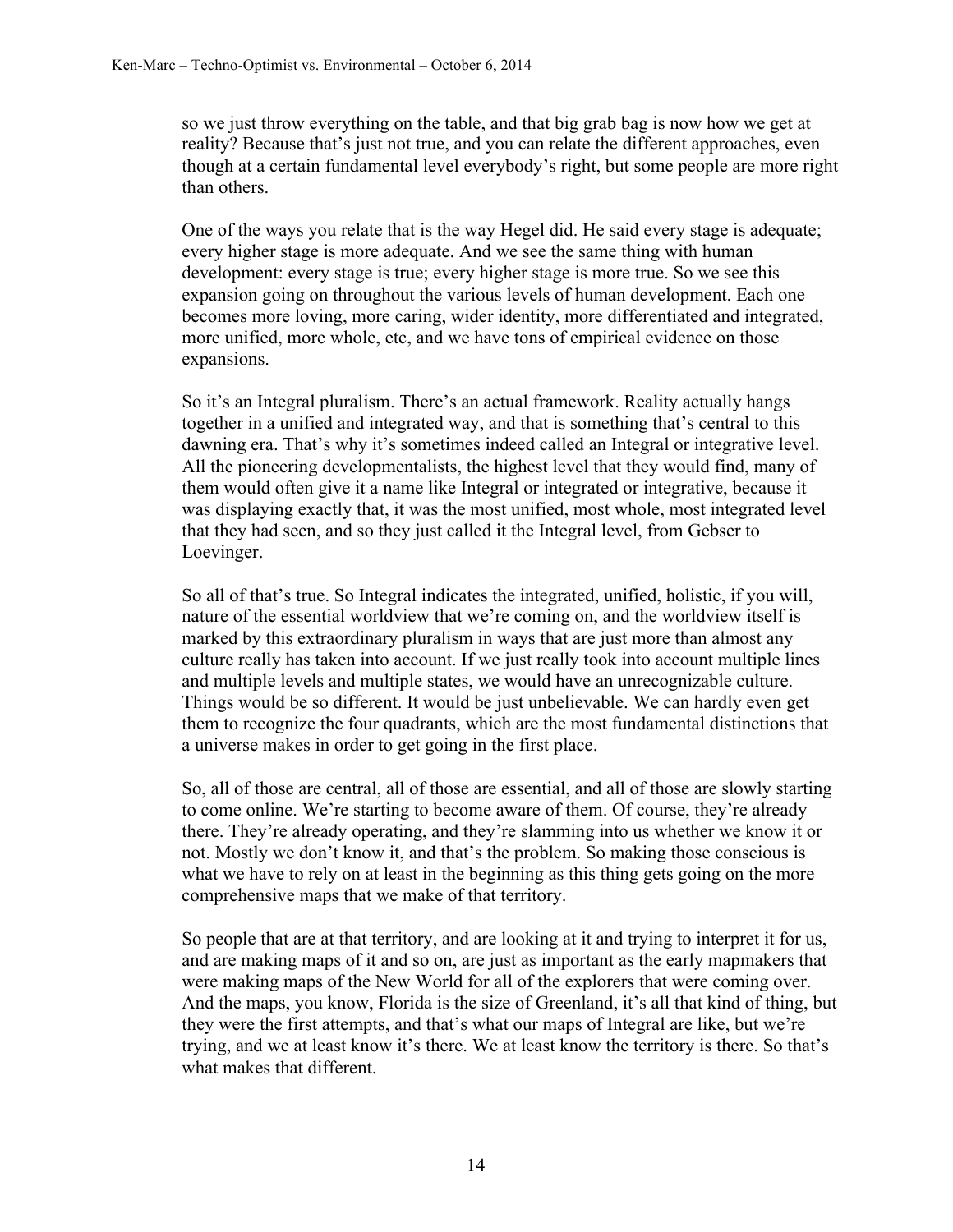so we just throw everything on the table, and that big grab bag is now how we get at reality? Because that's just not true, and you can relate the different approaches, even though at a certain fundamental level everybody's right, but some people are more right than others.

One of the ways you relate that is the way Hegel did. He said every stage is adequate; every higher stage is more adequate. And we see the same thing with human development: every stage is true; every higher stage is more true. So we see this expansion going on throughout the various levels of human development. Each one becomes more loving, more caring, wider identity, more differentiated and integrated, more unified, more whole, etc, and we have tons of empirical evidence on those expansions.

So it's an Integral pluralism. There's an actual framework. Reality actually hangs together in a unified and integrated way, and that is something that's central to this dawning era. That's why it's sometimes indeed called an Integral or integrative level. All the pioneering developmentalists, the highest level that they would find, many of them would often give it a name like Integral or integrated or integrative, because it was displaying exactly that, it was the most unified, most whole, most integrated level that they had seen, and so they just called it the Integral level, from Gebser to Loevinger.

So all of that's true. So Integral indicates the integrated, unified, holistic, if you will, nature of the essential worldview that we're coming on, and the worldview itself is marked by this extraordinary pluralism in ways that are just more than almost any culture really has taken into account. If we just really took into account multiple lines and multiple levels and multiple states, we would have an unrecognizable culture. Things would be so different. It would be just unbelievable. We can hardly even get them to recognize the four quadrants, which are the most fundamental distinctions that a universe makes in order to get going in the first place.

So, all of those are central, all of those are essential, and all of those are slowly starting to come online. We're starting to become aware of them. Of course, they're already there. They're already operating, and they're slamming into us whether we know it or not. Mostly we don't know it, and that's the problem. So making those conscious is what we have to rely on at least in the beginning as this thing gets going on the more comprehensive maps that we make of that territory.

So people that are at that territory, and are looking at it and trying to interpret it for us, and are making maps of it and so on, are just as important as the early mapmakers that were making maps of the New World for all of the explorers that were coming over. And the maps, you know, Florida is the size of Greenland, it's all that kind of thing, but they were the first attempts, and that's what our maps of Integral are like, but we're trying, and we at least know it's there. We at least know the territory is there. So that's what makes that different.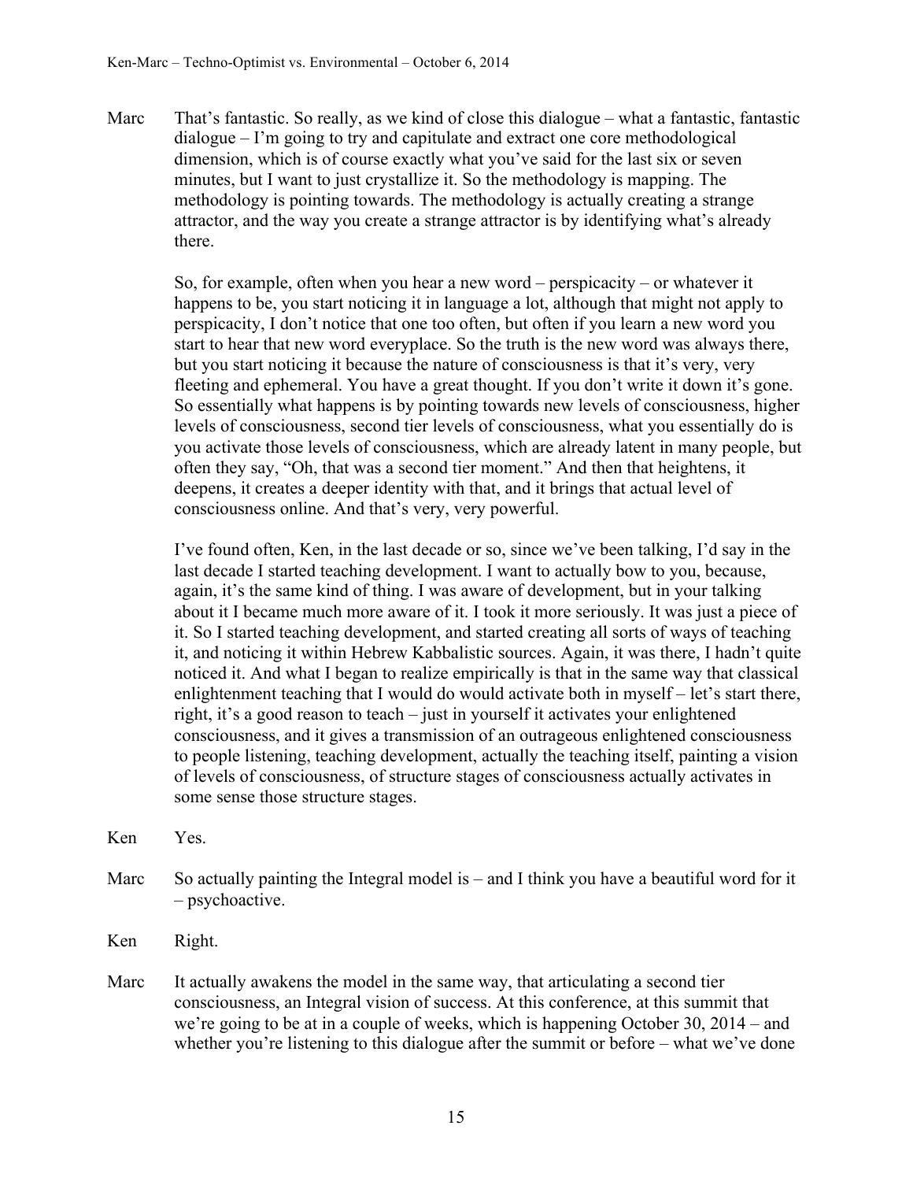Marc That's fantastic. So really, as we kind of close this dialogue – what a fantastic, fantastic dialogue – I'm going to try and capitulate and extract one core methodological dimension, which is of course exactly what you've said for the last six or seven minutes, but I want to just crystallize it. So the methodology is mapping. The methodology is pointing towards. The methodology is actually creating a strange attractor, and the way you create a strange attractor is by identifying what's already there.

So, for example, often when you hear a new word – perspicacity – or whatever it happens to be, you start noticing it in language a lot, although that might not apply to perspicacity, I don't notice that one too often, but often if you learn a new word you start to hear that new word everyplace. So the truth is the new word was always there, but you start noticing it because the nature of consciousness is that it's very, very fleeting and ephemeral. You have a great thought. If you don't write it down it's gone. So essentially what happens is by pointing towards new levels of consciousness, higher levels of consciousness, second tier levels of consciousness, what you essentially do is you activate those levels of consciousness, which are already latent in many people, but often they say, "Oh, that was a second tier moment." And then that heightens, it deepens, it creates a deeper identity with that, and it brings that actual level of consciousness online. And that's very, very powerful.

I've found often, Ken, in the last decade or so, since we've been talking, I'd say in the last decade I started teaching development. I want to actually bow to you, because, again, it's the same kind of thing. I was aware of development, but in your talking about it I became much more aware of it. I took it more seriously. It was just a piece of it. So I started teaching development, and started creating all sorts of ways of teaching it, and noticing it within Hebrew Kabbalistic sources. Again, it was there, I hadn't quite noticed it. And what I began to realize empirically is that in the same way that classical enlightenment teaching that I would do would activate both in myself – let's start there, right, it's a good reason to teach – just in yourself it activates your enlightened consciousness, and it gives a transmission of an outrageous enlightened consciousness to people listening, teaching development, actually the teaching itself, painting a vision of levels of consciousness, of structure stages of consciousness actually activates in some sense those structure stages.

Ken Yes.

Marc So actually painting the Integral model is – and I think you have a beautiful word for it – psychoactive.

Ken Right.

Marc It actually awakens the model in the same way, that articulating a second tier consciousness, an Integral vision of success. At this conference, at this summit that we're going to be at in a couple of weeks, which is happening October 30, 2014 – and whether you're listening to this dialogue after the summit or before – what we've done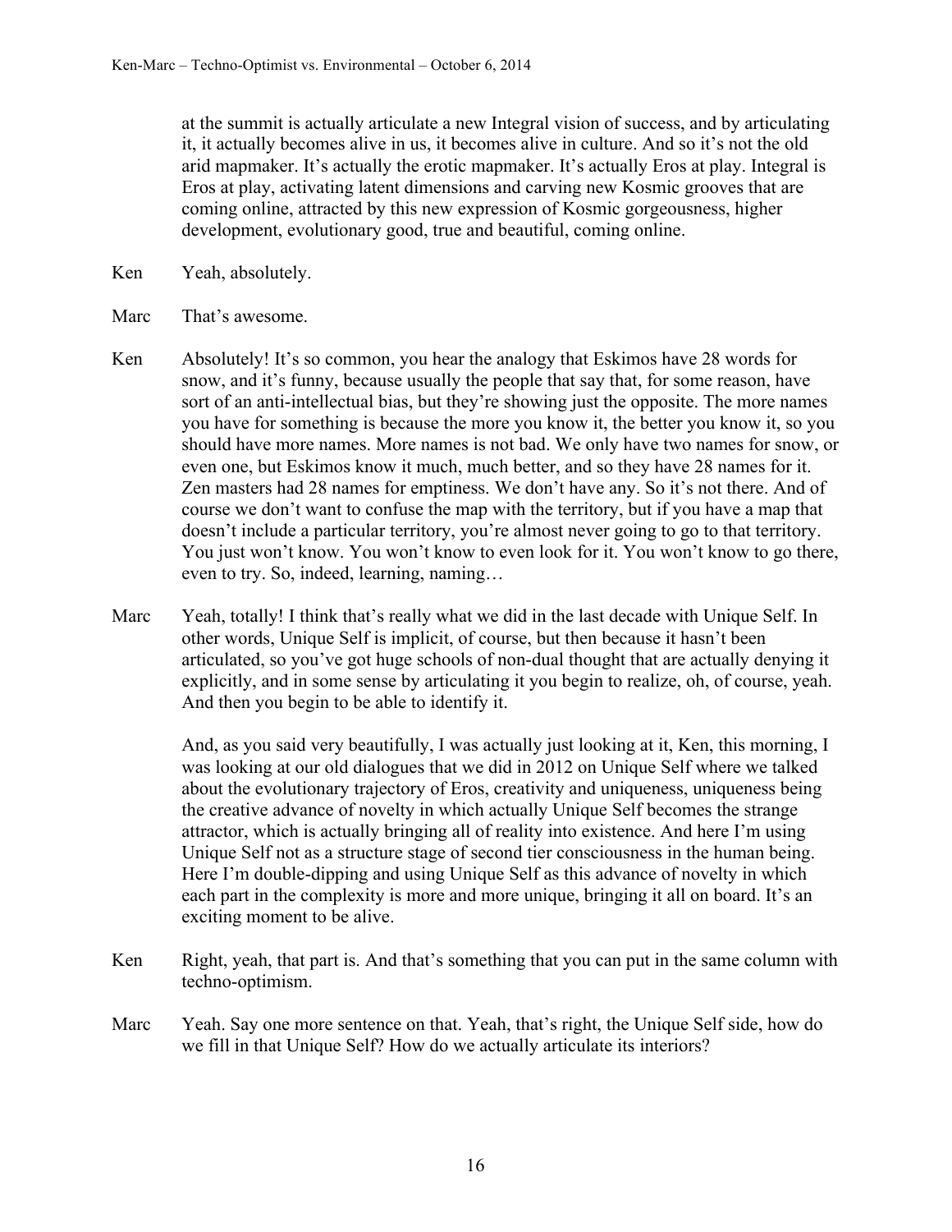at the summit is actually articulate a new Integral vision of success, and by articulating it, it actually becomes alive in us, it becomes alive in culture. And so it's not the old arid mapmaker. It's actually the erotic mapmaker. It's actually Eros at play. Integral is Eros at play, activating latent dimensions and carving new Kosmic grooves that are coming online, attracted by this new expression of Kosmic gorgeousness, higher development, evolutionary good, true and beautiful, coming online.

Ken Yeah, absolutely.

Marc That's awesome.

Ken Absolutely! It's so common, you hear the analogy that Eskimos have 28 words for snow, and it's funny, because usually the people that say that, for some reason, have sort of an anti-intellectual bias, but they're showing just the opposite. The more names you have for something is because the more you know it, the better you know it, so you should have more names. More names is not bad. We only have two names for snow, or even one, but Eskimos know it much, much better, and so they have 28 names for it. Zen masters had 28 names for emptiness. We don't have any. So it's not there. And of course we don't want to confuse the map with the territory, but if you have a map that doesn't include a particular territory, you're almost never going to go to that territory. You just won't know. You won't know to even look for it. You won't know to go there, even to try. So, indeed, learning, naming…

Marc Yeah, totally! I think that's really what we did in the last decade with Unique Self. In other words, Unique Self is implicit, of course, but then because it hasn't been articulated, so you've got huge schools of non-dual thought that are actually denying it explicitly, and in some sense by articulating it you begin to realize, oh, of course, yeah. And then you begin to be able to identify it.

And, as you said very beautifully, I was actually just looking at it, Ken, this morning, I was looking at our old dialogues that we did in 2012 on Unique Self where we talked about the evolutionary trajectory of Eros, creativity and uniqueness, uniqueness being the creative advance of novelty in which actually Unique Self becomes the strange attractor, which is actually bringing all of reality into existence. And here I'm using Unique Self not as a structure stage of second tier consciousness in the human being. Here I'm double-dipping and using Unique Self as this advance of novelty in which each part in the complexity is more and more unique, bringing it all on board. It's an exciting moment to be alive.

Ken Right, yeah, that part is. And that's something that you can put in the same column with techno-optimism.

Marc Yeah. Say one more sentence on that. Yeah, that's right, the Unique Self side, how do we fill in that Unique Self? How do we actually articulate its interiors?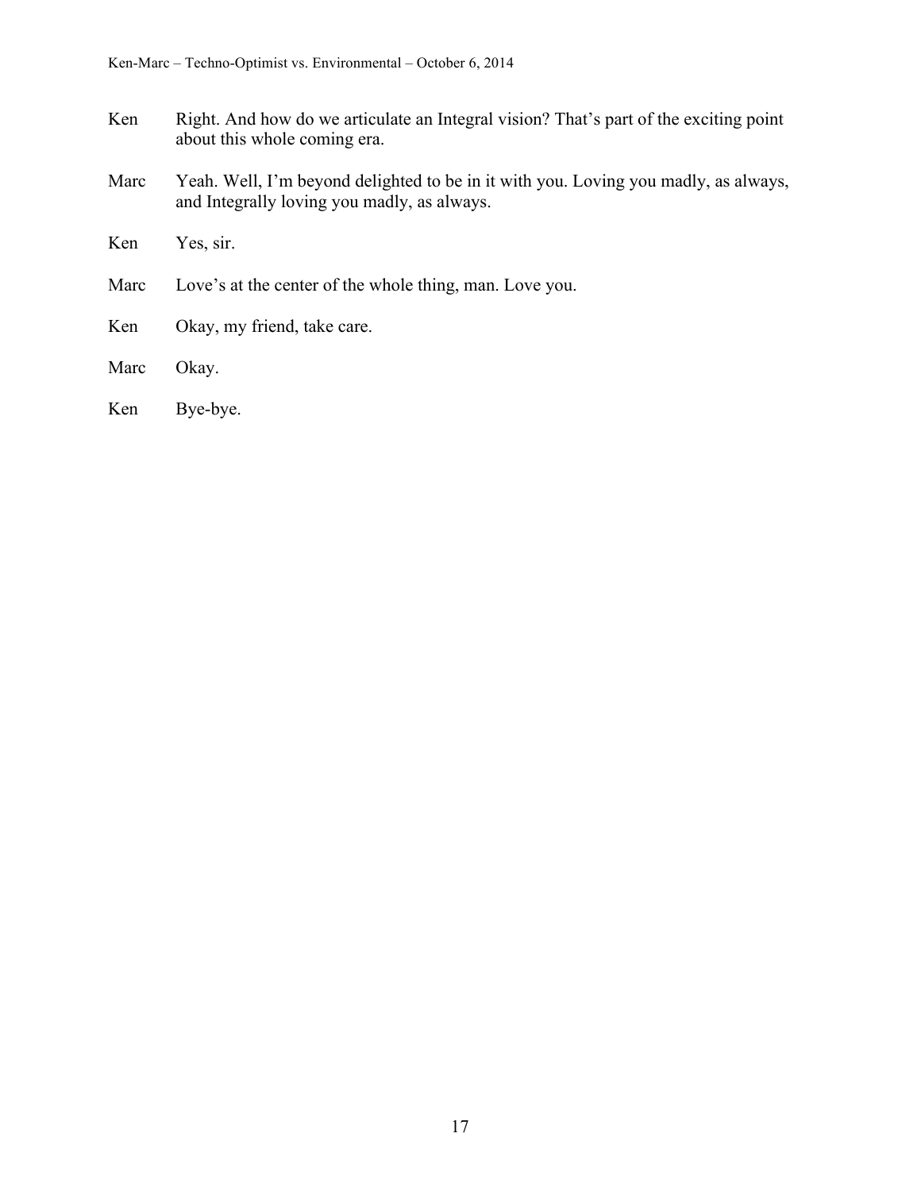Ken Right. And how do we articulate an Integral vision? That's part of the exciting point about this whole coming era.

Marc Yeah. Well, I'm beyond delighted to be in it with you. Loving you madly, as always, and Integrally loving you madly, as always.

Ken Yes, sir.

Marc Love's at the center of the whole thing, man. Love you.

Ken Okay, my friend, take care.

Marc Okay.

Ken Bye-bye.